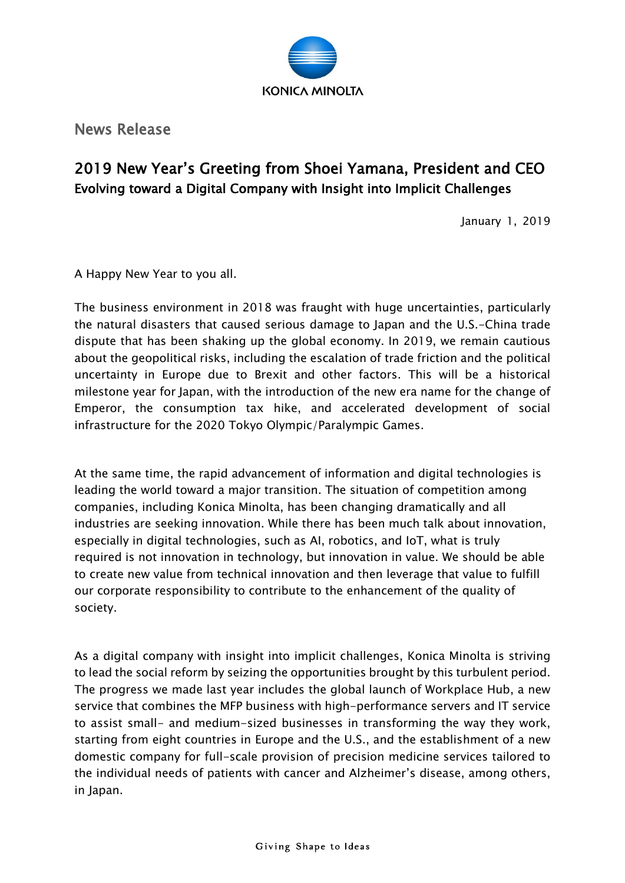KONICA MINOLTA

News Release

# 2019 New Year's Greeting from Shoei Yamana, President and CEO

## Evolving toward a Digital Company with Insight into Implicit Challenges

January 1, 2019

A Happy New Year to you all.

The business environment in 2018 was fraught with huge uncertainties, particularly the natural disasters that caused serious damage to Japan and the U.S.-China trade dispute that has been shaking up the global economy. In 2019, we remain cautious about the geopolitical risks, including the escalation of trade friction and the political uncertainty in Europe due to Brexit and other factors. This will be a historical milestone year for Japan, with the introduction of the new era name for the change of Emperor, the consumption tax hike, and accelerated development of social infrastructure for the 2020 Tokyo Olympic/Paralympic Games.

At the same time, the rapid advancement of information and digital technologies is leading the world toward a major transition. The situation of competition among companies, including Konica Minolta, has been changing dramatically and all industries are seeking innovation. While there has been much talk about innovation, especially in digital technologies, such as AI, robotics, and IoT, what is truly required is not innovation in technology, but innovation in value. We should be able to create new value from technical innovation and then leverage that value to fulfill our corporate responsibility to contribute to the enhancement of the quality of society.

As a digital company with insight into implicit challenges, Konica Minolta is striving to lead the social reform by seizing the opportunities brought by this turbulent period. The progress we made last year includes the global launch of Workplace Hub, a new service that combines the MFP business with high-performance servers and IT service to assist small- and medium-sized businesses in transforming the way they work, starting from eight countries in Europe and the U.S., and the establishment of a new domestic company for full-scale provision of precision medicine services tailored to the individual needs of patients with cancer and Alzheimer's disease, among others, in Japan.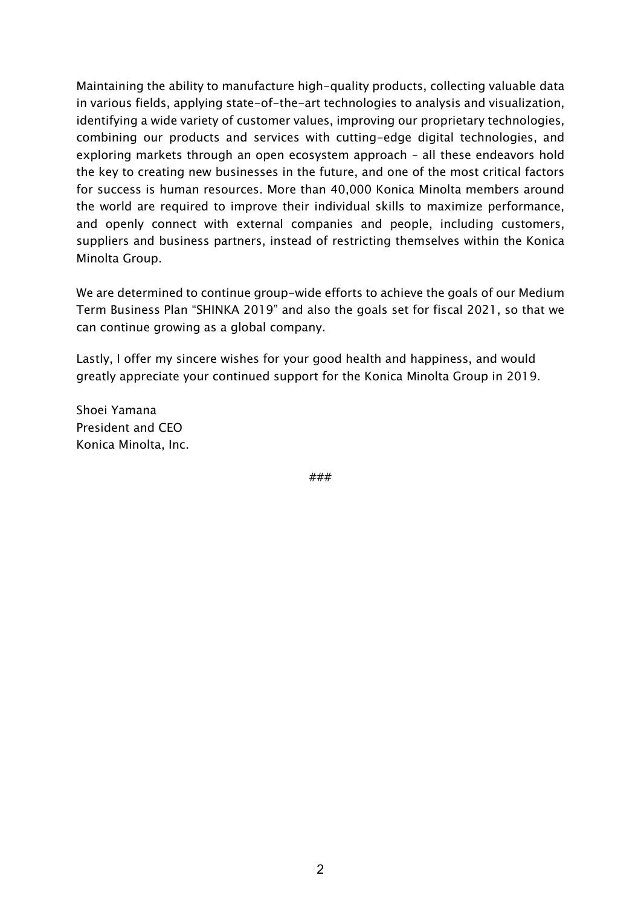Maintaining the ability to manufacture high-quality products, collecting valuable data in various fields, applying state-of-the-art technologies to analysis and visualization, identifying a wide variety of customer values, improving our proprietary technologies, combining our products and services with cutting-edge digital technologies, and exploring markets through an open ecosystem approach – all these endeavors hold the key to creating new businesses in the future, and one of the most critical factors for success is human resources. More than 40,000 Konica Minolta members around the world are required to improve their individual skills to maximize performance, and openly connect with external companies and people, including customers, suppliers and business partners, instead of restricting themselves within the Konica Minolta Group.

We are determined to continue group-wide efforts to achieve the goals of our Medium Term Business Plan "SHINKA 2019" and also the goals set for fiscal 2021, so that we can continue growing as a global company.

Lastly, I offer my sincere wishes for your good health and happiness, and would greatly appreciate your continued support for the Konica Minolta Group in 2019.

Shoei Yamana
President and CEO
Konica Minolta, Inc.

###